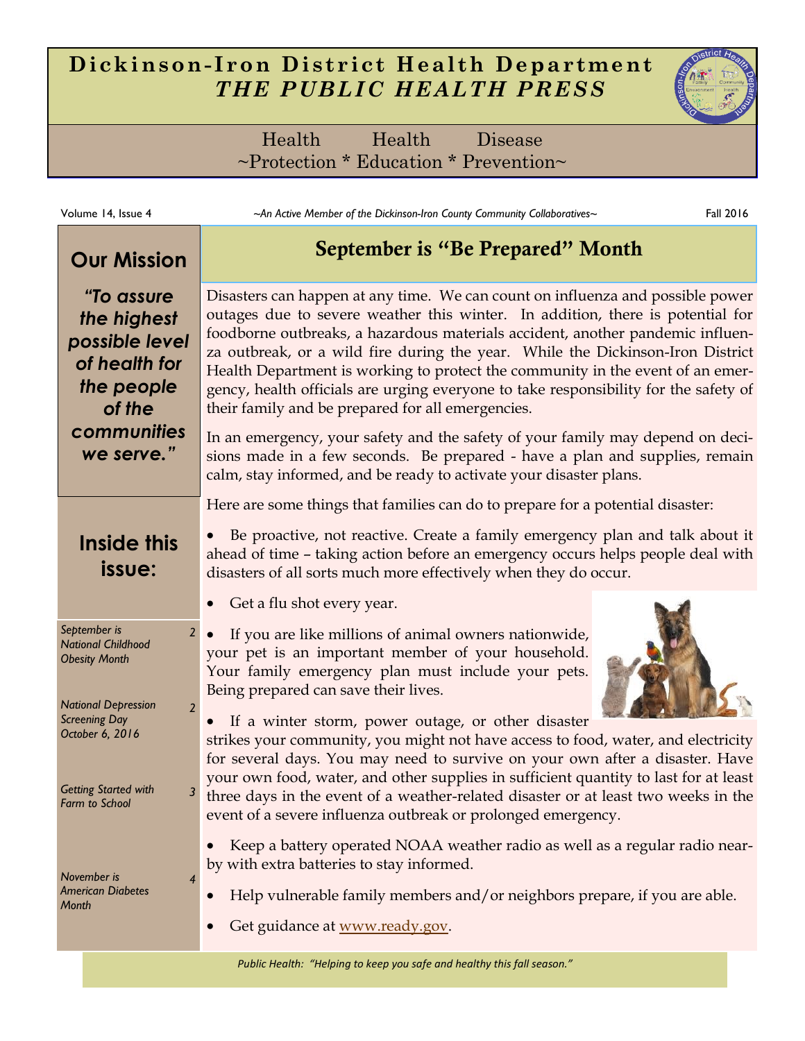# Dickinson-Iron District Health Department
## *THE PUBLIC HEALTH PRESS*

Health Health Disease
~Protection * Education * Prevention~

Volume 14, Issue 4 — *~An Active Member of the Dickinson-Iron County Community Collaboratives~* — Fall 2016

## Our Mission

***"To assure the highest possible level of health for the people of the communities we serve."***

## Inside this issue:

| | |
|---|---|
| *September is National Childhood Obesity Month* | 2 |
| *National Depression Screening Day October 6, 2016* | 2 |
| *Getting Started with Farm to School* | 3 |
| *November is American Diabetes Month* | 4 |

## September is "Be Prepared" Month

Disasters can happen at any time. We can count on influenza and possible power outages due to severe weather this winter. In addition, there is potential for foodborne outbreaks, a hazardous materials accident, another pandemic influenza outbreak, or a wild fire during the year. While the Dickinson-Iron District Health Department is working to protect the community in the event of an emergency, health officials are urging everyone to take responsibility for the safety of their family and be prepared for all emergencies.

In an emergency, your safety and the safety of your family may depend on decisions made in a few seconds. Be prepared - have a plan and supplies, remain calm, stay informed, and be ready to activate your disaster plans.

Here are some things that families can do to prepare for a potential disaster:

- Be proactive, not reactive. Create a family emergency plan and talk about it ahead of time – taking action before an emergency occurs helps people deal with disasters of all sorts much more effectively when they do occur.
- Get a flu shot every year.
- If you are like millions of animal owners nationwide, your pet is an important member of your household. Your family emergency plan must include your pets. Being prepared can save their lives.
- If a winter storm, power outage, or other disaster strikes your community, you might not have access to food, water, and electricity for several days. You may need to survive on your own after a disaster. Have your own food, water, and other supplies in sufficient quantity to last for at least three days in the event of a weather-related disaster or at least two weeks in the event of a severe influenza outbreak or prolonged emergency.
- Keep a battery operated NOAA weather radio as well as a regular radio nearby with extra batteries to stay informed.
- Help vulnerable family members and/or neighbors prepare, if you are able.
- Get guidance at [www.ready.gov](http://www.ready.gov).

*Public Health: "Helping to keep you safe and healthy this fall season."*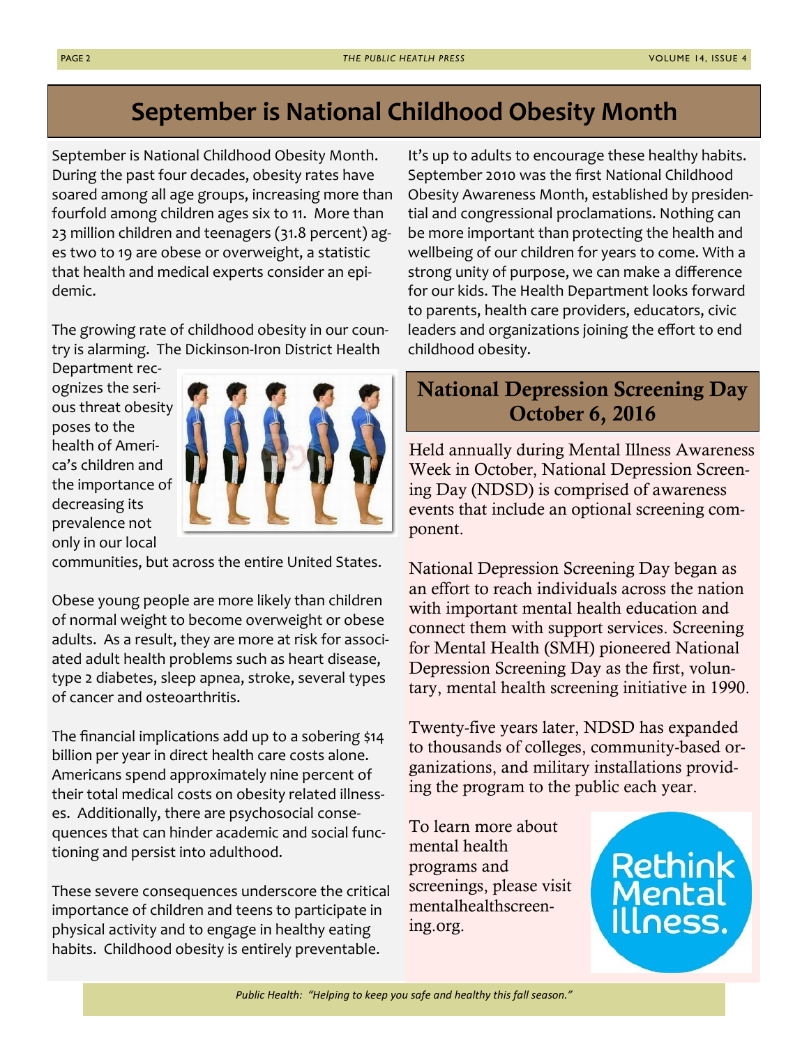# September is National Childhood Obesity Month

September is National Childhood Obesity Month. During the past four decades, obesity rates have soared among all age groups, increasing more than fourfold among children ages six to 11. More than 23 million children and teenagers (31.8 percent) ages two to 19 are obese or overweight, a statistic that health and medical experts consider an epidemic.

The growing rate of childhood obesity in our country is alarming. The Dickinson-Iron District Health Department recognizes the serious threat obesity poses to the health of America's children and the importance of decreasing its prevalence not only in our local communities, but across the entire United States.

Obese young people are more likely than children of normal weight to become overweight or obese adults. As a result, they are more at risk for associated adult health problems such as heart disease, type 2 diabetes, sleep apnea, stroke, several types of cancer and osteoarthritis.

The financial implications add up to a sobering $14 billion per year in direct health care costs alone. Americans spend approximately nine percent of their total medical costs on obesity related illnesses. Additionally, there are psychosocial consequences that can hinder academic and social functioning and persist into adulthood.

These severe consequences underscore the critical importance of children and teens to participate in physical activity and to engage in healthy eating habits. Childhood obesity is entirely preventable.

It's up to adults to encourage these healthy habits. September 2010 was the first National Childhood Obesity Awareness Month, established by presidential and congressional proclamations. Nothing can be more important than protecting the health and wellbeing of our children for years to come. With a strong unity of purpose, we can make a difference for our kids. The Health Department looks forward to parents, health care providers, educators, civic leaders and organizations joining the effort to end childhood obesity.

## National Depression Screening Day October 6, 2016

Held annually during Mental Illness Awareness Week in October, National Depression Screening Day (NDSD) is comprised of awareness events that include an optional screening component.

National Depression Screening Day began as an effort to reach individuals across the nation with important mental health education and connect them with support services. Screening for Mental Health (SMH) pioneered National Depression Screening Day as the first, voluntary, mental health screening initiative in 1990.

Twenty-five years later, NDSD has expanded to thousands of colleges, community-based organizations, and military installations providing the program to the public each year.

To learn more about mental health programs and screenings, please visit mentalhealthscreening.org.

Rethink Mental Illness.

*Public Health: "Helping to keep you safe and healthy this fall season."*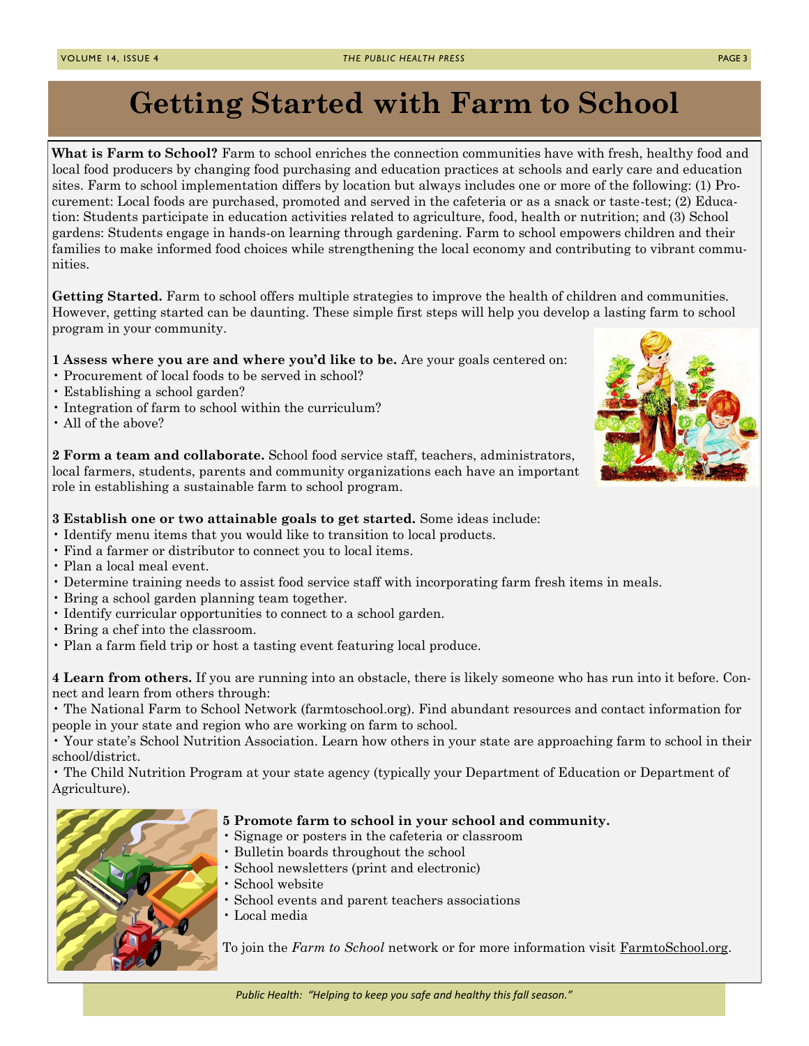# Getting Started with Farm to School

**What is Farm to School?** Farm to school enriches the connection communities have with fresh, healthy food and local food producers by changing food purchasing and education practices at schools and early care and education sites. Farm to school implementation differs by location but always includes one or more of the following: (1) Procurement: Local foods are purchased, promoted and served in the cafeteria or as a snack or taste-test; (2) Education: Students participate in education activities related to agriculture, food, health or nutrition; and (3) School gardens: Students engage in hands-on learning through gardening. Farm to school empowers children and their families to make informed food choices while strengthening the local economy and contributing to vibrant communities.

**Getting Started.** Farm to school offers multiple strategies to improve the health of children and communities. However, getting started can be daunting. These simple first steps will help you develop a lasting farm to school program in your community.

**1 Assess where you are and where you'd like to be.** Are your goals centered on:

- Procurement of local foods to be served in school?
- Establishing a school garden?
- Integration of farm to school within the curriculum?
- All of the above?

**2 Form a team and collaborate.** School food service staff, teachers, administrators, local farmers, students, parents and community organizations each have an important role in establishing a sustainable farm to school program.

**3 Establish one or two attainable goals to get started.** Some ideas include:

- Identify menu items that you would like to transition to local products.
- Find a farmer or distributor to connect you to local items.
- Plan a local meal event.
- Determine training needs to assist food service staff with incorporating farm fresh items in meals.
- Bring a school garden planning team together.
- Identify curricular opportunities to connect to a school garden.
- Bring a chef into the classroom.
- Plan a farm field trip or host a tasting event featuring local produce.

**4 Learn from others.** If you are running into an obstacle, there is likely someone who has run into it before. Connect and learn from others through:

- The National Farm to School Network (farmtoschool.org). Find abundant resources and contact information for people in your state and region who are working on farm to school.
- Your state's School Nutrition Association. Learn how others in your state are approaching farm to school in their school/district.
- The Child Nutrition Program at your state agency (typically your Department of Education or Department of Agriculture).

**5 Promote farm to school in your school and community.**

- Signage or posters in the cafeteria or classroom
- Bulletin boards throughout the school
- School newsletters (print and electronic)
- School website
- School events and parent teachers associations
- Local media

To join the *Farm to School* network or for more information visit FarmtoSchool.org.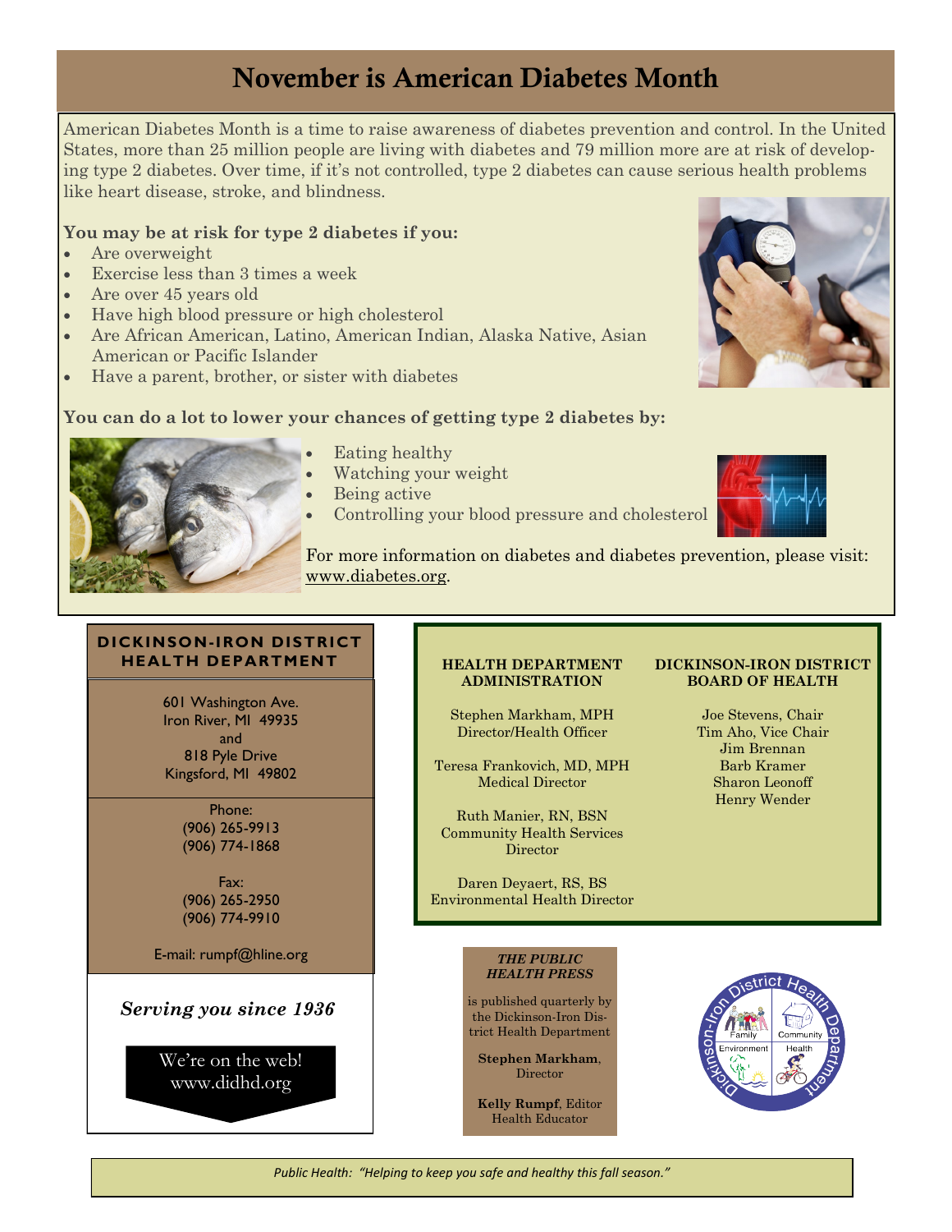# November is American Diabetes Month

American Diabetes Month is a time to raise awareness of diabetes prevention and control. In the United States, more than 25 million people are living with diabetes and 79 million more are at risk of developing type 2 diabetes. Over time, if it's not controlled, type 2 diabetes can cause serious health problems like heart disease, stroke, and blindness.

**You may be at risk for type 2 diabetes if you:**

- Are overweight
- Exercise less than 3 times a week
- Are over 45 years old
- Have high blood pressure or high cholesterol
- Are African American, Latino, American Indian, Alaska Native, Asian American or Pacific Islander
- Have a parent, brother, or sister with diabetes

**You can do a lot to lower your chances of getting type 2 diabetes by:**

- Eating healthy
- Watching your weight
- Being active
- Controlling your blood pressure and cholesterol

For more information on diabetes and diabetes prevention, please visit: www.diabetes.org.

## DICKINSON-IRON DISTRICT HEALTH DEPARTMENT

601 Washington Ave.
Iron River, MI 49935
and
818 Pyle Drive
Kingsford, MI 49802

Phone:
(906) 265-9913
(906) 774-1868

Fax:
(906) 265-2950
(906) 774-9910

E-mail: rumpf@hline.org

***Serving you since 1936***

We're on the web!
www.didhd.org

### HEALTH DEPARTMENT ADMINISTRATION

Stephen Markham, MPH
Director/Health Officer

Teresa Frankovich, MD, MPH
Medical Director

Ruth Manier, RN, BSN
Community Health Services Director

Daren Deyaert, RS, BS
Environmental Health Director

### DICKINSON-IRON DISTRICT BOARD OF HEALTH

Joe Stevens, Chair
Tim Aho, Vice Chair
Jim Brennan
Barb Kramer
Sharon Leonoff
Henry Wender

***THE PUBLIC HEALTH PRESS***

is published quarterly by the Dickinson-Iron District Health Department

**Stephen Markham**, Director

**Kelly Rumpf**, Editor
Health Educator

Dickinson-Iron District Health Department
Family · Community · Environment · Health

*Public Health: "Helping to keep you safe and healthy this fall season."*